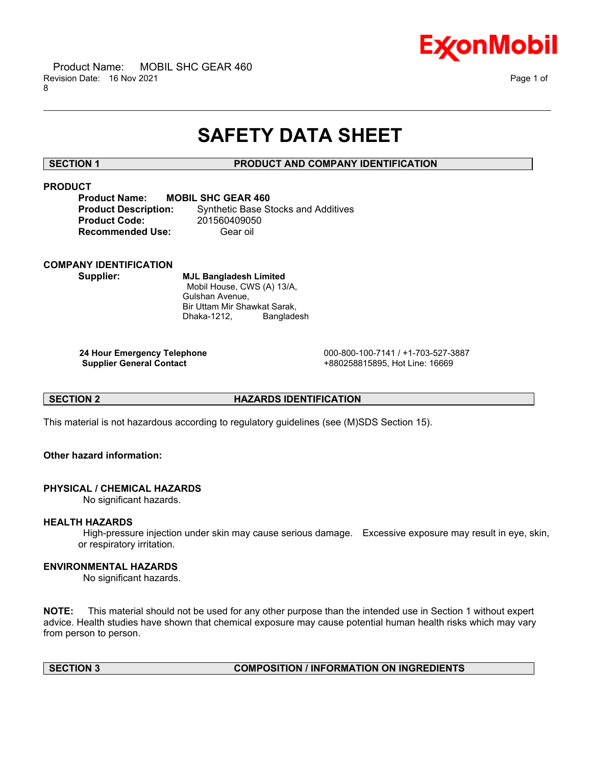# SAFETY DATA SHEET

## SECTION 1 PRODUCT AND COMPANY IDENTIFICATION

### PRODUCT

**Product Name:** **MOBIL SHC GEAR 460**
**Product Description:** Synthetic Base Stocks and Additives
**Product Code:** 201560409050
**Recommended Use:** Gear oil

### COMPANY IDENTIFICATION

**Supplier:** **MJL Bangladesh Limited**
Mobil House, CWS (A) 13/A,
Gulshan Avenue,
Bir Uttam Mir Shawkat Sarak,
Dhaka-1212, Bangladesh

**24 Hour Emergency Telephone** 000-800-100-7141 / +1-703-527-3887
**Supplier General Contact** +880258815895, Hot Line: 16669

## SECTION 2 HAZARDS IDENTIFICATION

This material is not hazardous according to regulatory guidelines (see (M)SDS Section 15).

**Other hazard information:**

### PHYSICAL / CHEMICAL HAZARDS

No significant hazards.

### HEALTH HAZARDS

High-pressure injection under skin may cause serious damage. Excessive exposure may result in eye, skin, or respiratory irritation.

### ENVIRONMENTAL HAZARDS

No significant hazards.

**NOTE:** This material should not be used for any other purpose than the intended use in Section 1 without expert advice. Health studies have shown that chemical exposure may cause potential human health risks which may vary from person to person.

## SECTION 3 COMPOSITION / INFORMATION ON INGREDIENTS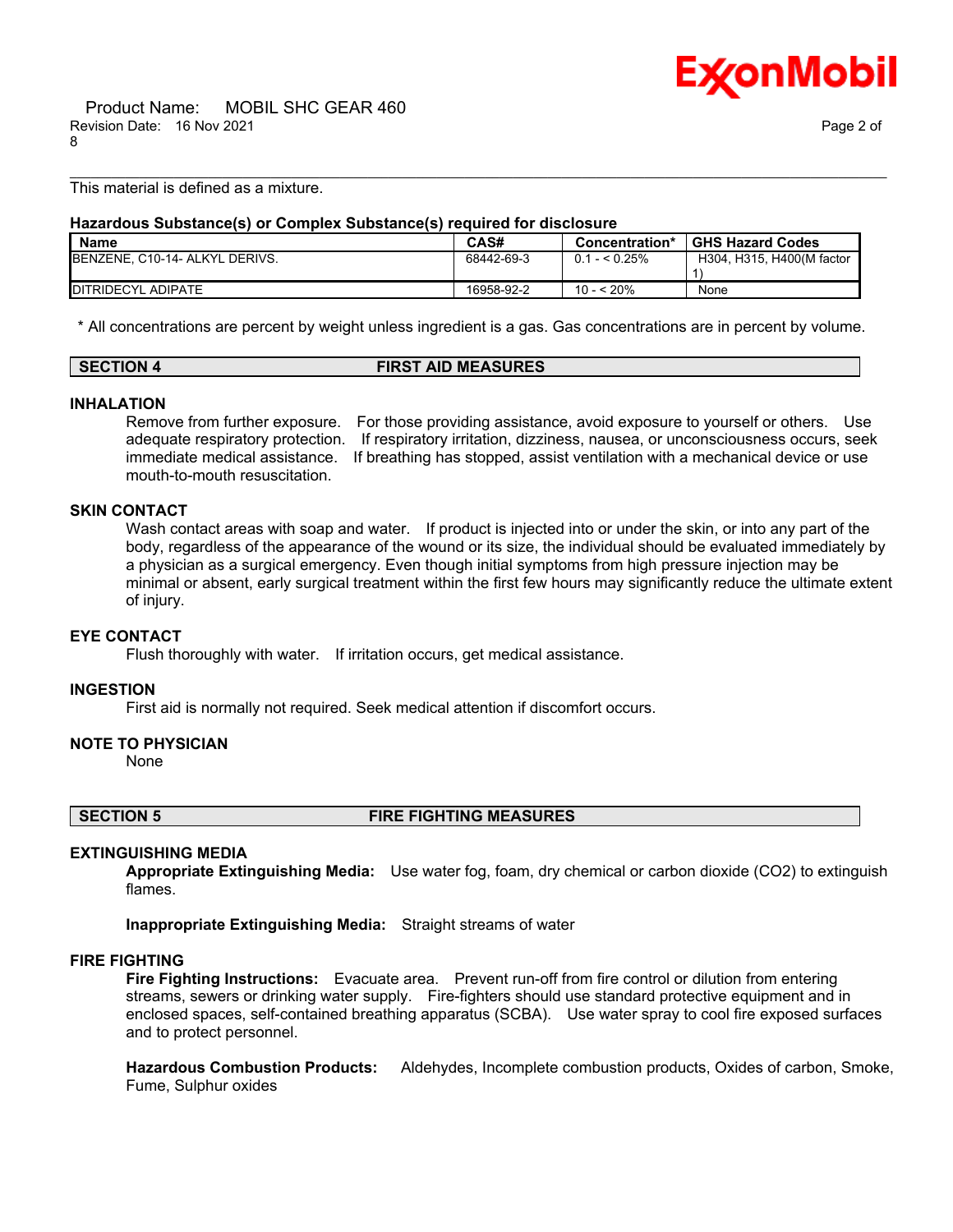This material is defined as a mixture.

**Hazardous Substance(s) or Complex Substance(s) required for disclosure**

| Name | CAS# | Concentration* | GHS Hazard Codes |
|---|---|---|---|
| BENZENE, C10-14- ALKYL DERIVS. | 68442-69-3 | 0.1 - < 0.25% | H304, H315, H400(M factor 1) |
| DITRIDECYL ADIPATE | 16958-92-2 | 10 - < 20% | None |

\* All concentrations are percent by weight unless ingredient is a gas. Gas concentrations are in percent by volume.

## SECTION 4 FIRST AID MEASURES

### INHALATION

Remove from further exposure. For those providing assistance, avoid exposure to yourself or others. Use adequate respiratory protection. If respiratory irritation, dizziness, nausea, or unconsciousness occurs, seek immediate medical assistance. If breathing has stopped, assist ventilation with a mechanical device or use mouth-to-mouth resuscitation.

### SKIN CONTACT

Wash contact areas with soap and water. If product is injected into or under the skin, or into any part of the body, regardless of the appearance of the wound or its size, the individual should be evaluated immediately by a physician as a surgical emergency. Even though initial symptoms from high pressure injection may be minimal or absent, early surgical treatment within the first few hours may significantly reduce the ultimate extent of injury.

### EYE CONTACT

Flush thoroughly with water. If irritation occurs, get medical assistance.

### INGESTION

First aid is normally not required. Seek medical attention if discomfort occurs.

### NOTE TO PHYSICIAN

None

## SECTION 5 FIRE FIGHTING MEASURES

### EXTINGUISHING MEDIA

**Appropriate Extinguishing Media:** Use water fog, foam, dry chemical or carbon dioxide (CO2) to extinguish flames.

**Inappropriate Extinguishing Media:** Straight streams of water

### FIRE FIGHTING

**Fire Fighting Instructions:** Evacuate area. Prevent run-off from fire control or dilution from entering streams, sewers or drinking water supply. Fire-fighters should use standard protective equipment and in enclosed spaces, self-contained breathing apparatus (SCBA). Use water spray to cool fire exposed surfaces and to protect personnel.

**Hazardous Combustion Products:** Aldehydes, Incomplete combustion products, Oxides of carbon, Smoke, Fume, Sulphur oxides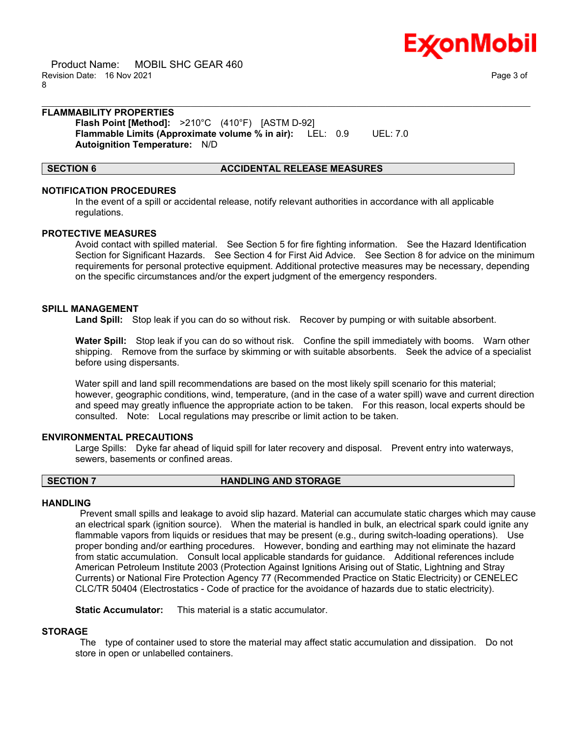### FLAMMABILITY PROPERTIES

**Flash Point [Method]:** >210°C (410°F) [ASTM D-92]
**Flammable Limits (Approximate volume % in air):** LEL: 0.9 UEL: 7.0
**Autoignition Temperature:** N/D

## SECTION 6 ACCIDENTAL RELEASE MEASURES

### NOTIFICATION PROCEDURES

In the event of a spill or accidental release, notify relevant authorities in accordance with all applicable regulations.

### PROTECTIVE MEASURES

Avoid contact with spilled material. See Section 5 for fire fighting information. See the Hazard Identification Section for Significant Hazards. See Section 4 for First Aid Advice. See Section 8 for advice on the minimum requirements for personal protective equipment. Additional protective measures may be necessary, depending on the specific circumstances and/or the expert judgment of the emergency responders.

### SPILL MANAGEMENT

**Land Spill:** Stop leak if you can do so without risk. Recover by pumping or with suitable absorbent.

**Water Spill:** Stop leak if you can do so without risk. Confine the spill immediately with booms. Warn other shipping. Remove from the surface by skimming or with suitable absorbents. Seek the advice of a specialist before using dispersants.

Water spill and land spill recommendations are based on the most likely spill scenario for this material; however, geographic conditions, wind, temperature, (and in the case of a water spill) wave and current direction and speed may greatly influence the appropriate action to be taken. For this reason, local experts should be consulted. Note: Local regulations may prescribe or limit action to be taken.

### ENVIRONMENTAL PRECAUTIONS

Large Spills: Dyke far ahead of liquid spill for later recovery and disposal. Prevent entry into waterways, sewers, basements or confined areas.

## SECTION 7 HANDLING AND STORAGE

### HANDLING

Prevent small spills and leakage to avoid slip hazard. Material can accumulate static charges which may cause an electrical spark (ignition source). When the material is handled in bulk, an electrical spark could ignite any flammable vapors from liquids or residues that may be present (e.g., during switch-loading operations). Use proper bonding and/or earthing procedures. However, bonding and earthing may not eliminate the hazard from static accumulation. Consult local applicable standards for guidance. Additional references include American Petroleum Institute 2003 (Protection Against Ignitions Arising out of Static, Lightning and Stray Currents) or National Fire Protection Agency 77 (Recommended Practice on Static Electricity) or CENELEC CLC/TR 50404 (Electrostatics - Code of practice for the avoidance of hazards due to static electricity).

**Static Accumulator:** This material is a static accumulator.

### STORAGE

The type of container used to store the material may affect static accumulation and dissipation. Do not store in open or unlabelled containers.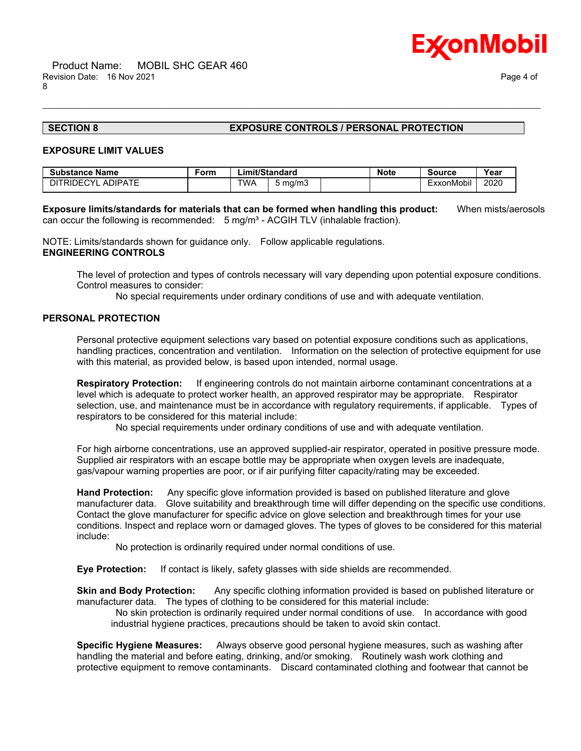## SECTION 8 EXPOSURE CONTROLS / PERSONAL PROTECTION

### EXPOSURE LIMIT VALUES

| Substance Name | Form | Limit/Standard | | | Note | Source | Year |
|---|---|---|---|---|---|---|---|
| DITRIDECYL ADIPATE | | TWA | 5 mg/m3 | | | ExxonMobil | 2020 |

**Exposure limits/standards for materials that can be formed when handling this product:** When mists/aerosols can occur the following is recommended: 5 mg/m³ - ACGIH TLV (inhalable fraction).

NOTE: Limits/standards shown for guidance only. Follow applicable regulations.

### ENGINEERING CONTROLS

The level of protection and types of controls necessary will vary depending upon potential exposure conditions. Control measures to consider:

No special requirements under ordinary conditions of use and with adequate ventilation.

### PERSONAL PROTECTION

Personal protective equipment selections vary based on potential exposure conditions such as applications, handling practices, concentration and ventilation. Information on the selection of protective equipment for use with this material, as provided below, is based upon intended, normal usage.

**Respiratory Protection:** If engineering controls do not maintain airborne contaminant concentrations at a level which is adequate to protect worker health, an approved respirator may be appropriate. Respirator selection, use, and maintenance must be in accordance with regulatory requirements, if applicable. Types of respirators to be considered for this material include:

No special requirements under ordinary conditions of use and with adequate ventilation.

For high airborne concentrations, use an approved supplied-air respirator, operated in positive pressure mode. Supplied air respirators with an escape bottle may be appropriate when oxygen levels are inadequate, gas/vapour warning properties are poor, or if air purifying filter capacity/rating may be exceeded.

**Hand Protection:** Any specific glove information provided is based on published literature and glove manufacturer data. Glove suitability and breakthrough time will differ depending on the specific use conditions. Contact the glove manufacturer for specific advice on glove selection and breakthrough times for your use conditions. Inspect and replace worn or damaged gloves. The types of gloves to be considered for this material include:

No protection is ordinarily required under normal conditions of use.

**Eye Protection:** If contact is likely, safety glasses with side shields are recommended.

**Skin and Body Protection:** Any specific clothing information provided is based on published literature or manufacturer data. The types of clothing to be considered for this material include:

No skin protection is ordinarily required under normal conditions of use. In accordance with good industrial hygiene practices, precautions should be taken to avoid skin contact.

**Specific Hygiene Measures:** Always observe good personal hygiene measures, such as washing after handling the material and before eating, drinking, and/or smoking. Routinely wash work clothing and protective equipment to remove contaminants. Discard contaminated clothing and footwear that cannot be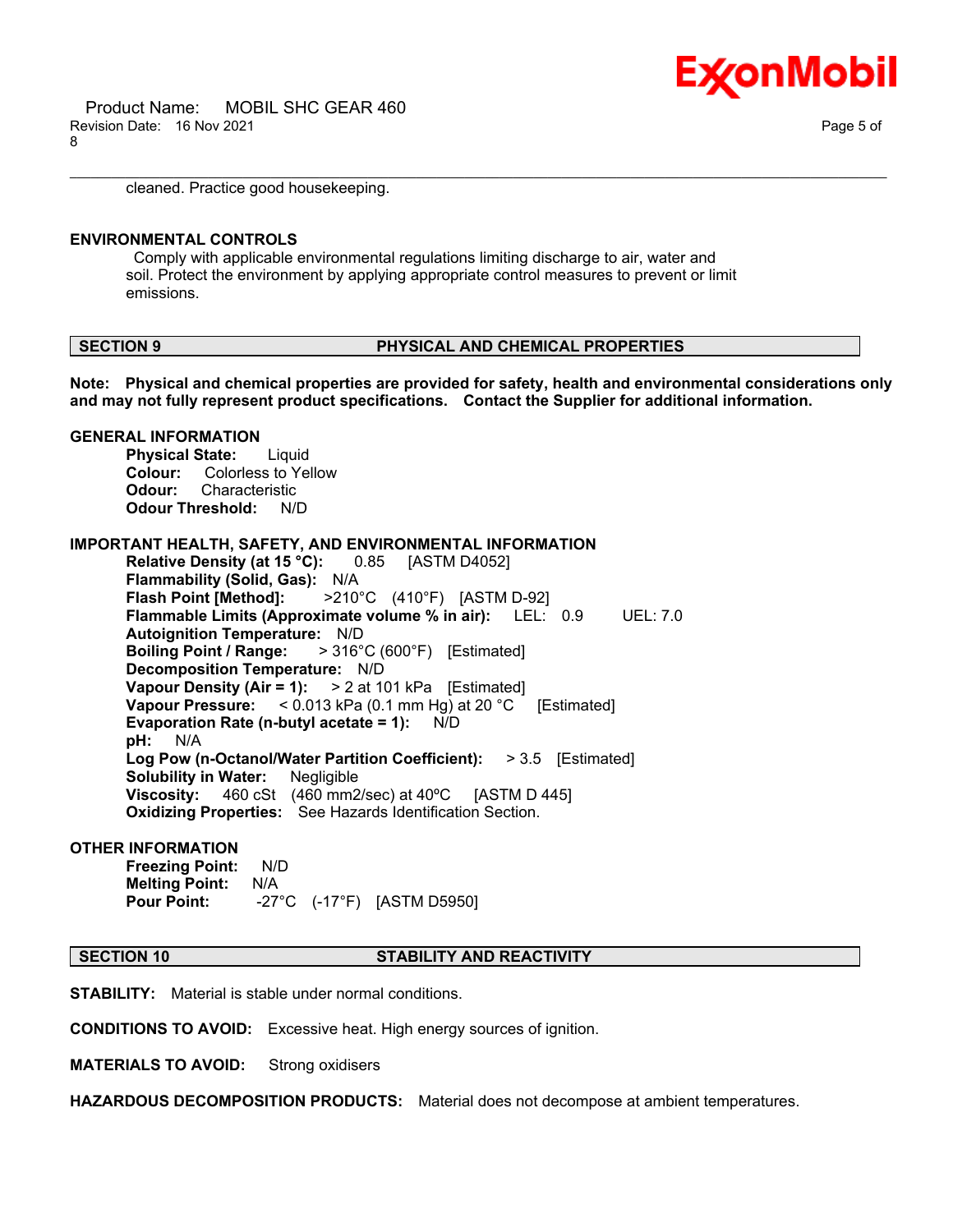cleaned. Practice good housekeeping.

**ENVIRONMENTAL CONTROLS**

Comply with applicable environmental regulations limiting discharge to air, water and soil. Protect the environment by applying appropriate control measures to prevent or limit emissions.

## SECTION 9 PHYSICAL AND CHEMICAL PROPERTIES

**Note: Physical and chemical properties are provided for safety, health and environmental considerations only and may not fully represent product specifications. Contact the Supplier for additional information.**

**GENERAL INFORMATION**

**Physical State:** Liquid
**Colour:** Colorless to Yellow
**Odour:** Characteristic
**Odour Threshold:** N/D

**IMPORTANT HEALTH, SAFETY, AND ENVIRONMENTAL INFORMATION**

**Relative Density (at 15 °C):** 0.85 [ASTM D4052]
**Flammability (Solid, Gas):** N/A
**Flash Point [Method]:** >210°C (410°F) [ASTM D-92]
**Flammable Limits (Approximate volume % in air):** LEL: 0.9 UEL: 7.0
**Autoignition Temperature:** N/D
**Boiling Point / Range:** > 316°C (600°F) [Estimated]
**Decomposition Temperature:** N/D
**Vapour Density (Air = 1):** > 2 at 101 kPa [Estimated]
**Vapour Pressure:** < 0.013 kPa (0.1 mm Hg) at 20 °C [Estimated]
**Evaporation Rate (n-butyl acetate = 1):** N/D
**pH:** N/A
**Log Pow (n-Octanol/Water Partition Coefficient):** > 3.5 [Estimated]
**Solubility in Water:** Negligible
**Viscosity:** 460 cSt (460 mm2/sec) at 40ºC [ASTM D 445]
**Oxidizing Properties:** See Hazards Identification Section.

**OTHER INFORMATION**

**Freezing Point:** N/D
**Melting Point:** N/A
**Pour Point:** -27°C (-17°F) [ASTM D5950]

## SECTION 10 STABILITY AND REACTIVITY

**STABILITY:** Material is stable under normal conditions.

**CONDITIONS TO AVOID:** Excessive heat. High energy sources of ignition.

**MATERIALS TO AVOID:** Strong oxidisers

**HAZARDOUS DECOMPOSITION PRODUCTS:** Material does not decompose at ambient temperatures.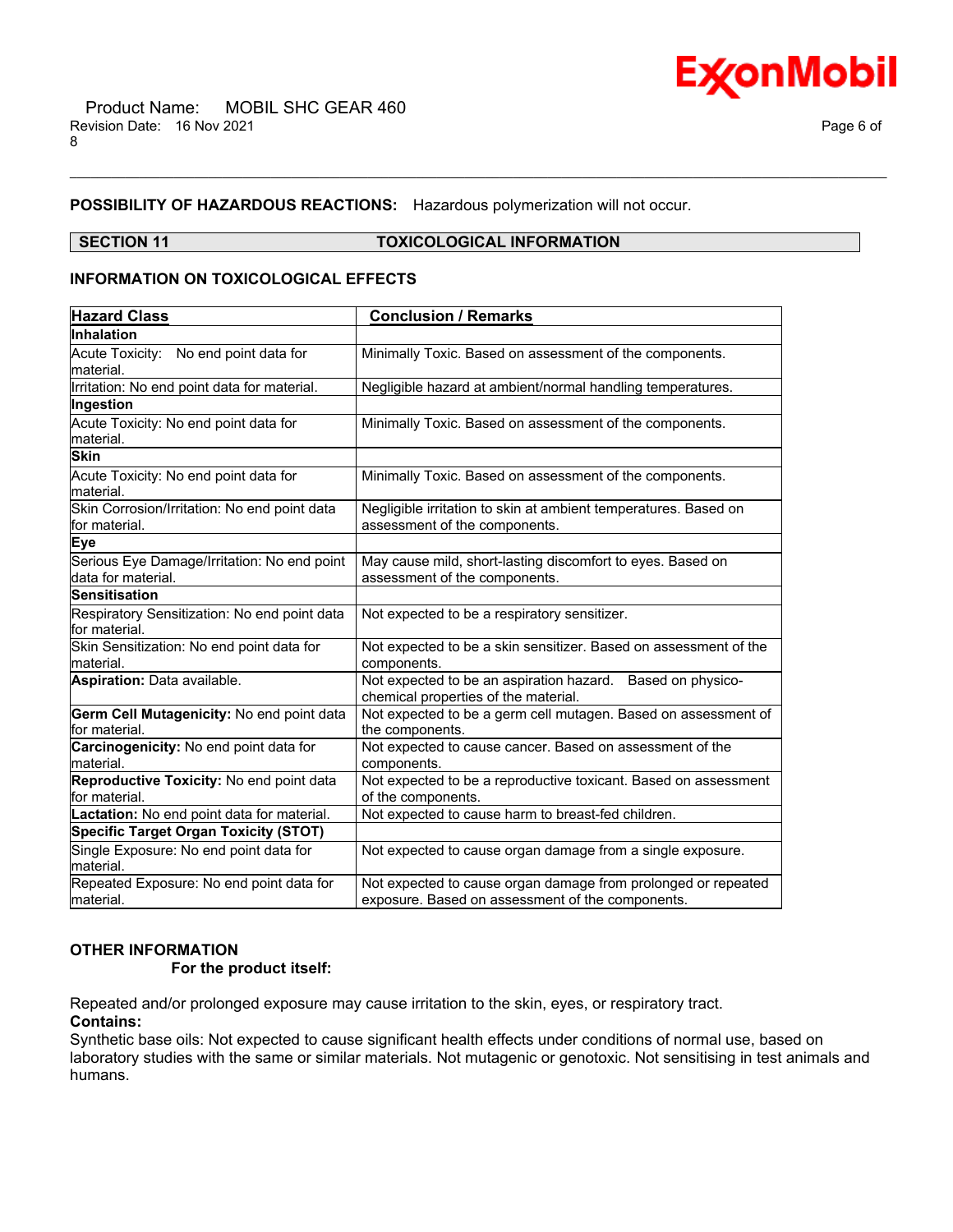**POSSIBILITY OF HAZARDOUS REACTIONS:** Hazardous polymerization will not occur.

## SECTION 11 TOXICOLOGICAL INFORMATION

### INFORMATION ON TOXICOLOGICAL EFFECTS

| Hazard Class | Conclusion / Remarks |
|---|---|
| **Inhalation** | |
| Acute Toxicity: No end point data for material. | Minimally Toxic. Based on assessment of the components. |
| Irritation: No end point data for material. | Negligible hazard at ambient/normal handling temperatures. |
| **Ingestion** | |
| Acute Toxicity: No end point data for material. | Minimally Toxic. Based on assessment of the components. |
| **Skin** | |
| Acute Toxicity: No end point data for material. | Minimally Toxic. Based on assessment of the components. |
| Skin Corrosion/Irritation: No end point data for material. | Negligible irritation to skin at ambient temperatures. Based on assessment of the components. |
| **Eye** | |
| Serious Eye Damage/Irritation: No end point data for material. | May cause mild, short-lasting discomfort to eyes. Based on assessment of the components. |
| **Sensitisation** | |
| Respiratory Sensitization: No end point data for material. | Not expected to be a respiratory sensitizer. |
| Skin Sensitization: No end point data for material. | Not expected to be a skin sensitizer. Based on assessment of the components. |
| **Aspiration:** Data available. | Not expected to be an aspiration hazard. Based on physico-chemical properties of the material. |
| **Germ Cell Mutagenicity:** No end point data for material. | Not expected to be a germ cell mutagen. Based on assessment of the components. |
| **Carcinogenicity:** No end point data for material. | Not expected to cause cancer. Based on assessment of the components. |
| **Reproductive Toxicity:** No end point data for material. | Not expected to be a reproductive toxicant. Based on assessment of the components. |
| **Lactation:** No end point data for material. | Not expected to cause harm to breast-fed children. |
| **Specific Target Organ Toxicity (STOT)** | |
| Single Exposure: No end point data for material. | Not expected to cause organ damage from a single exposure. |
| Repeated Exposure: No end point data for material. | Not expected to cause organ damage from prolonged or repeated exposure. Based on assessment of the components. |

### OTHER INFORMATION

**For the product itself:**

Repeated and/or prolonged exposure may cause irritation to the skin, eyes, or respiratory tract.

**Contains:**

Synthetic base oils: Not expected to cause significant health effects under conditions of normal use, based on laboratory studies with the same or similar materials. Not mutagenic or genotoxic. Not sensitising in test animals and humans.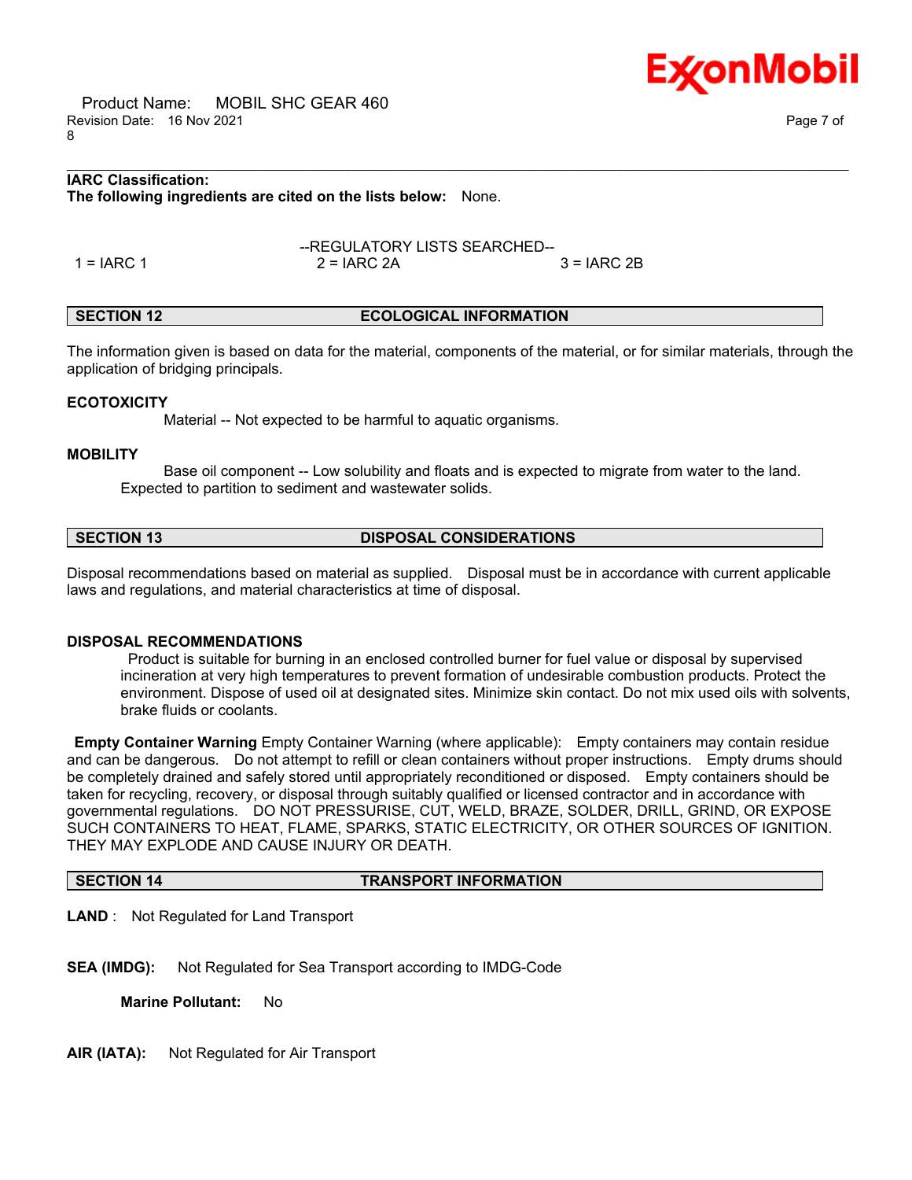**IARC Classification:**

**The following ingredients are cited on the lists below:** None.

--REGULATORY LISTS SEARCHED--

| 1 = IARC 1 | 2 = IARC 2A | 3 = IARC 2B |
|---|---|---|

## SECTION 12 ECOLOGICAL INFORMATION

The information given is based on data for the material, components of the material, or for similar materials, through the application of bridging principals.

**ECOTOXICITY**

Material -- Not expected to be harmful to aquatic organisms.

**MOBILITY**

Base oil component -- Low solubility and floats and is expected to migrate from water to the land. Expected to partition to sediment and wastewater solids.

## SECTION 13 DISPOSAL CONSIDERATIONS

Disposal recommendations based on material as supplied. Disposal must be in accordance with current applicable laws and regulations, and material characteristics at time of disposal.

**DISPOSAL RECOMMENDATIONS**

Product is suitable for burning in an enclosed controlled burner for fuel value or disposal by supervised incineration at very high temperatures to prevent formation of undesirable combustion products. Protect the environment. Dispose of used oil at designated sites. Minimize skin contact. Do not mix used oils with solvents, brake fluids or coolants.

**Empty Container Warning** Empty Container Warning (where applicable): Empty containers may contain residue and can be dangerous. Do not attempt to refill or clean containers without proper instructions. Empty drums should be completely drained and safely stored until appropriately reconditioned or disposed. Empty containers should be taken for recycling, recovery, or disposal through suitably qualified or licensed contractor and in accordance with governmental regulations. DO NOT PRESSURISE, CUT, WELD, BRAZE, SOLDER, DRILL, GRIND, OR EXPOSE SUCH CONTAINERS TO HEAT, FLAME, SPARKS, STATIC ELECTRICITY, OR OTHER SOURCES OF IGNITION. THEY MAY EXPLODE AND CAUSE INJURY OR DEATH.

## SECTION 14 TRANSPORT INFORMATION

**LAND** : Not Regulated for Land Transport

**SEA (IMDG):** Not Regulated for Sea Transport according to IMDG-Code

**Marine Pollutant:** No

**AIR (IATA):** Not Regulated for Air Transport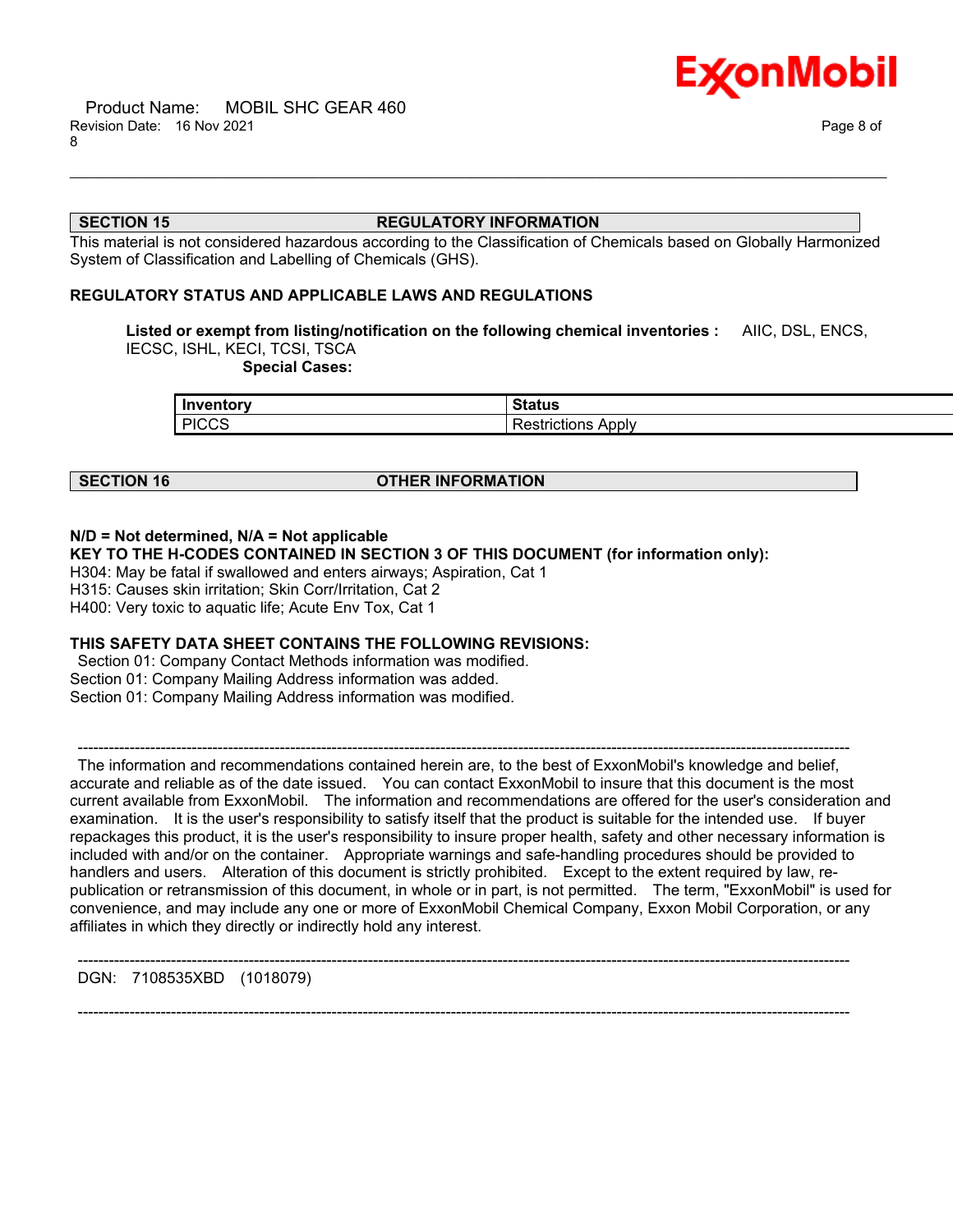## SECTION 15 REGULATORY INFORMATION

This material is not considered hazardous according to the Classification of Chemicals based on Globally Harmonized System of Classification and Labelling of Chemicals (GHS).

**REGULATORY STATUS AND APPLICABLE LAWS AND REGULATIONS**

**Listed or exempt from listing/notification on the following chemical inventories :** AIIC, DSL, ENCS, IECSC, ISHL, KECI, TCSI, TSCA

**Special Cases:**

| Inventory | Status |
|---|---|
| PICCS | Restrictions Apply |

## SECTION 16 OTHER INFORMATION

**N/D = Not determined, N/A = Not applicable**

**KEY TO THE H-CODES CONTAINED IN SECTION 3 OF THIS DOCUMENT (for information only):**

H304: May be fatal if swallowed and enters airways; Aspiration, Cat 1
H315: Causes skin irritation; Skin Corr/Irritation, Cat 2
H400: Very toxic to aquatic life; Acute Env Tox, Cat 1

**THIS SAFETY DATA SHEET CONTAINS THE FOLLOWING REVISIONS:**

Section 01: Company Contact Methods information was modified.
Section 01: Company Mailing Address information was added.
Section 01: Company Mailing Address information was modified.

---

The information and recommendations contained herein are, to the best of ExxonMobil's knowledge and belief, accurate and reliable as of the date issued. You can contact ExxonMobil to insure that this document is the most current available from ExxonMobil. The information and recommendations are offered for the user's consideration and examination. It is the user's responsibility to satisfy itself that the product is suitable for the intended use. If buyer repackages this product, it is the user's responsibility to insure proper health, safety and other necessary information is included with and/or on the container. Appropriate warnings and safe-handling procedures should be provided to handlers and users. Alteration of this document is strictly prohibited. Except to the extent required by law, re-publication or retransmission of this document, in whole or in part, is not permitted. The term, "ExxonMobil" is used for convenience, and may include any one or more of ExxonMobil Chemical Company, Exxon Mobil Corporation, or any affiliates in which they directly or indirectly hold any interest.

---

DGN: 7108535XBD (1018079)

---